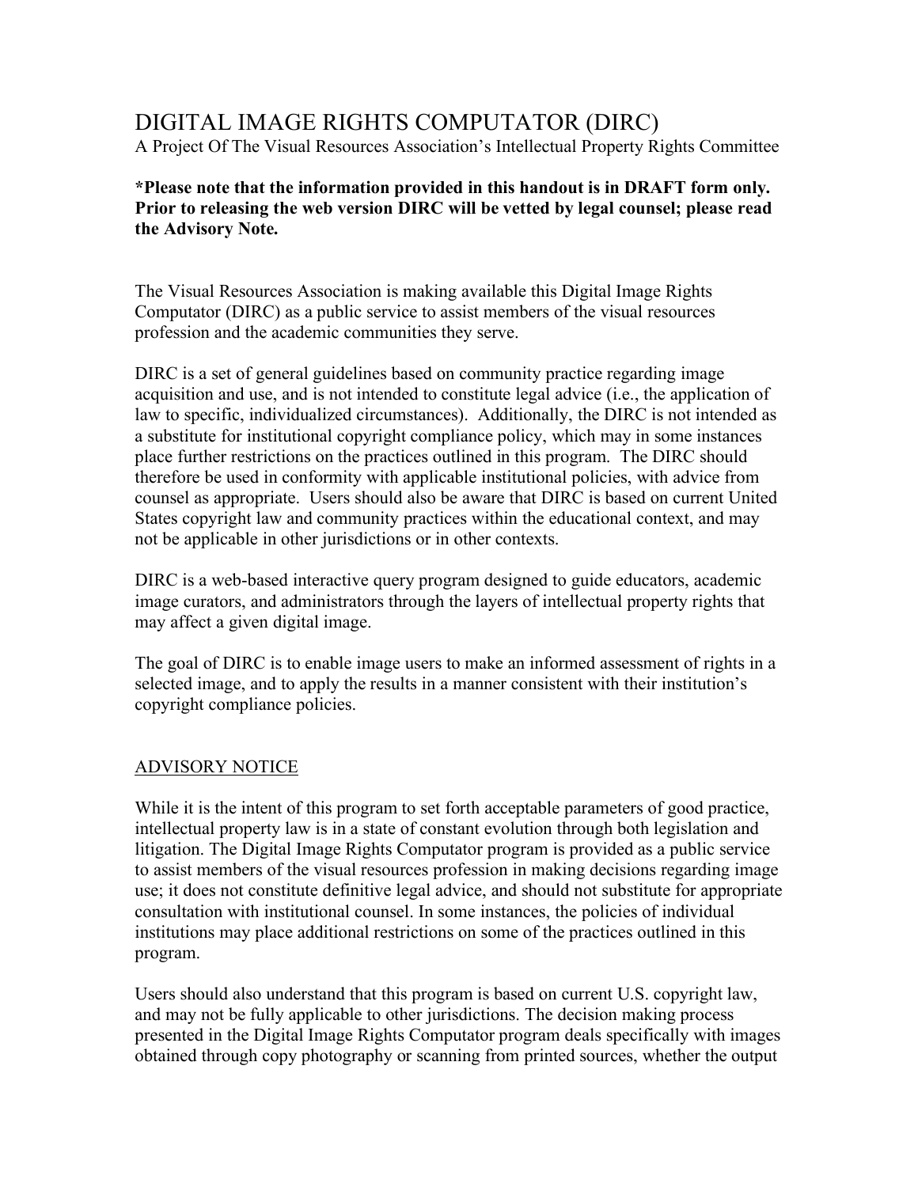# DIGITAL IMAGE RIGHTS COMPUTATOR (DIRC)

A Project Of The Visual Resources Association's Intellectual Property Rights Committee

**\*Please note that the information provided in this handout is in DRAFT form only. Prior to releasing the web version DIRC will be vetted by legal counsel; please read the Advisory Note.**

The Visual Resources Association is making available this Digital Image Rights Computator (DIRC) as a public service to assist members of the visual resources profession and the academic communities they serve.

DIRC is a set of general guidelines based on community practice regarding image acquisition and use, and is not intended to constitute legal advice (i.e., the application of law to specific, individualized circumstances). Additionally, the DIRC is not intended as a substitute for institutional copyright compliance policy, which may in some instances place further restrictions on the practices outlined in this program. The DIRC should therefore be used in conformity with applicable institutional policies, with advice from counsel as appropriate. Users should also be aware that DIRC is based on current United States copyright law and community practices within the educational context, and may not be applicable in other jurisdictions or in other contexts.

DIRC is a web-based interactive query program designed to guide educators, academic image curators, and administrators through the layers of intellectual property rights that may affect a given digital image.

The goal of DIRC is to enable image users to make an informed assessment of rights in a selected image, and to apply the results in a manner consistent with their institution's copyright compliance policies.

## ADVISORY NOTICE

While it is the intent of this program to set forth acceptable parameters of good practice, intellectual property law is in a state of constant evolution through both legislation and litigation. The Digital Image Rights Computator program is provided as a public service to assist members of the visual resources profession in making decisions regarding image use; it does not constitute definitive legal advice, and should not substitute for appropriate consultation with institutional counsel. In some instances, the policies of individual institutions may place additional restrictions on some of the practices outlined in this program.

Users should also understand that this program is based on current U.S. copyright law, and may not be fully applicable to other jurisdictions. The decision making process presented in the Digital Image Rights Computator program deals specifically with images obtained through copy photography or scanning from printed sources, whether the output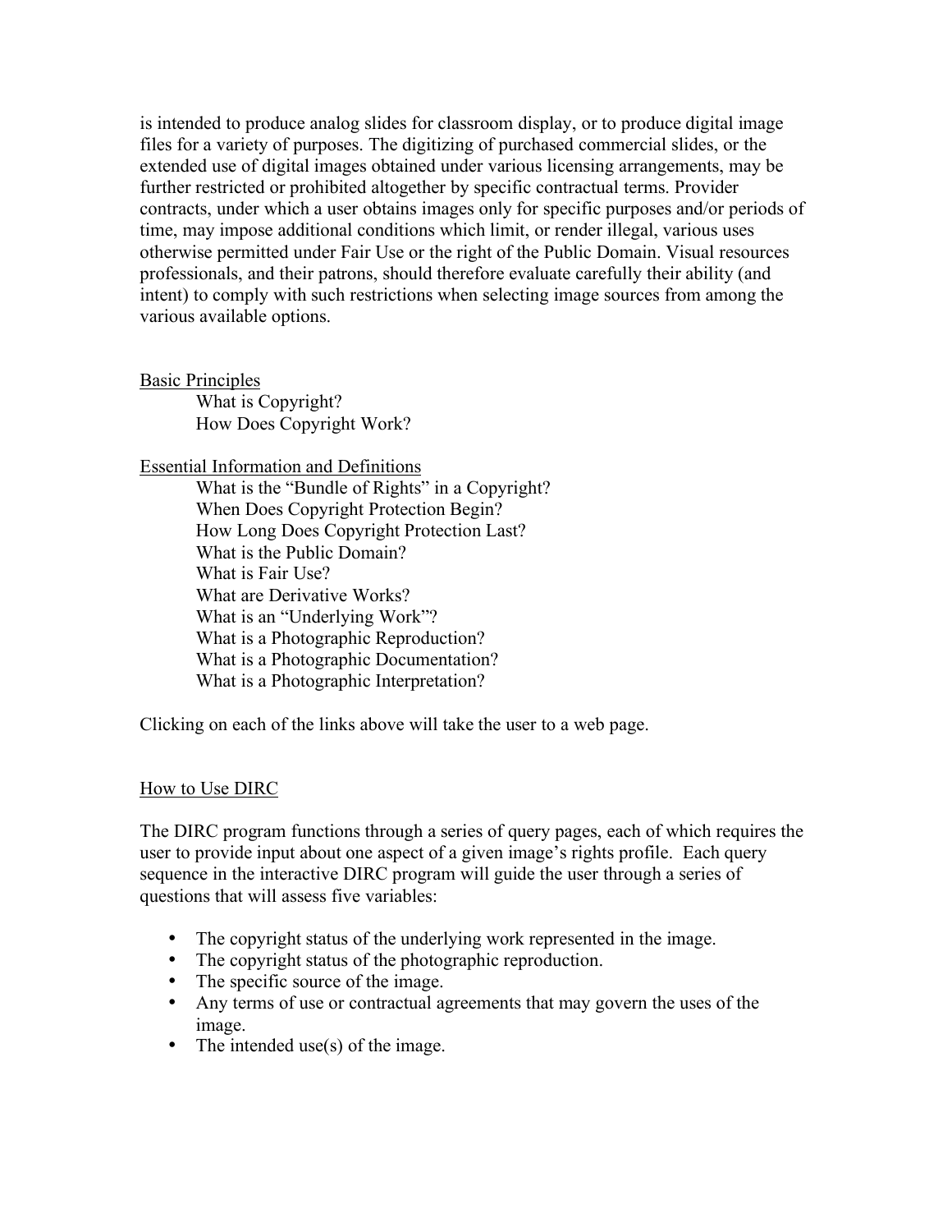is intended to produce analog slides for classroom display, or to produce digital image files for a variety of purposes. The digitizing of purchased commercial slides, or the extended use of digital images obtained under various licensing arrangements, may be further restricted or prohibited altogether by specific contractual terms. Provider contracts, under which a user obtains images only for specific purposes and/or periods of time, may impose additional conditions which limit, or render illegal, various uses otherwise permitted under Fair Use or the right of the Public Domain. Visual resources professionals, and their patrons, should therefore evaluate carefully their ability (and intent) to comply with such restrictions when selecting image sources from among the various available options.

<u>Basic Principles</u>

- What is Copyright?
- How Does Copyright Work?

<u>Essential Information and Definitions</u>

- What is the "Bundle of Rights" in a Copyright?
- When Does Copyright Protection Begin?
- How Long Does Copyright Protection Last?
- What is the Public Domain?
- What is Fair Use?
- What are Derivative Works?
- What is an "Underlying Work"?
- What is a Photographic Reproduction?
- What is a Photographic Documentation?
- What is a Photographic Interpretation?

Clicking on each of the links above will take the user to a web page.

<u>How to Use DIRC</u>

The DIRC program functions through a series of query pages, each of which requires the user to provide input about one aspect of a given image's rights profile. Each query sequence in the interactive DIRC program will guide the user through a series of questions that will assess five variables:

- The copyright status of the underlying work represented in the image.
- The copyright status of the photographic reproduction.
- The specific source of the image.
- Any terms of use or contractual agreements that may govern the uses of the image.
- The intended use(s) of the image.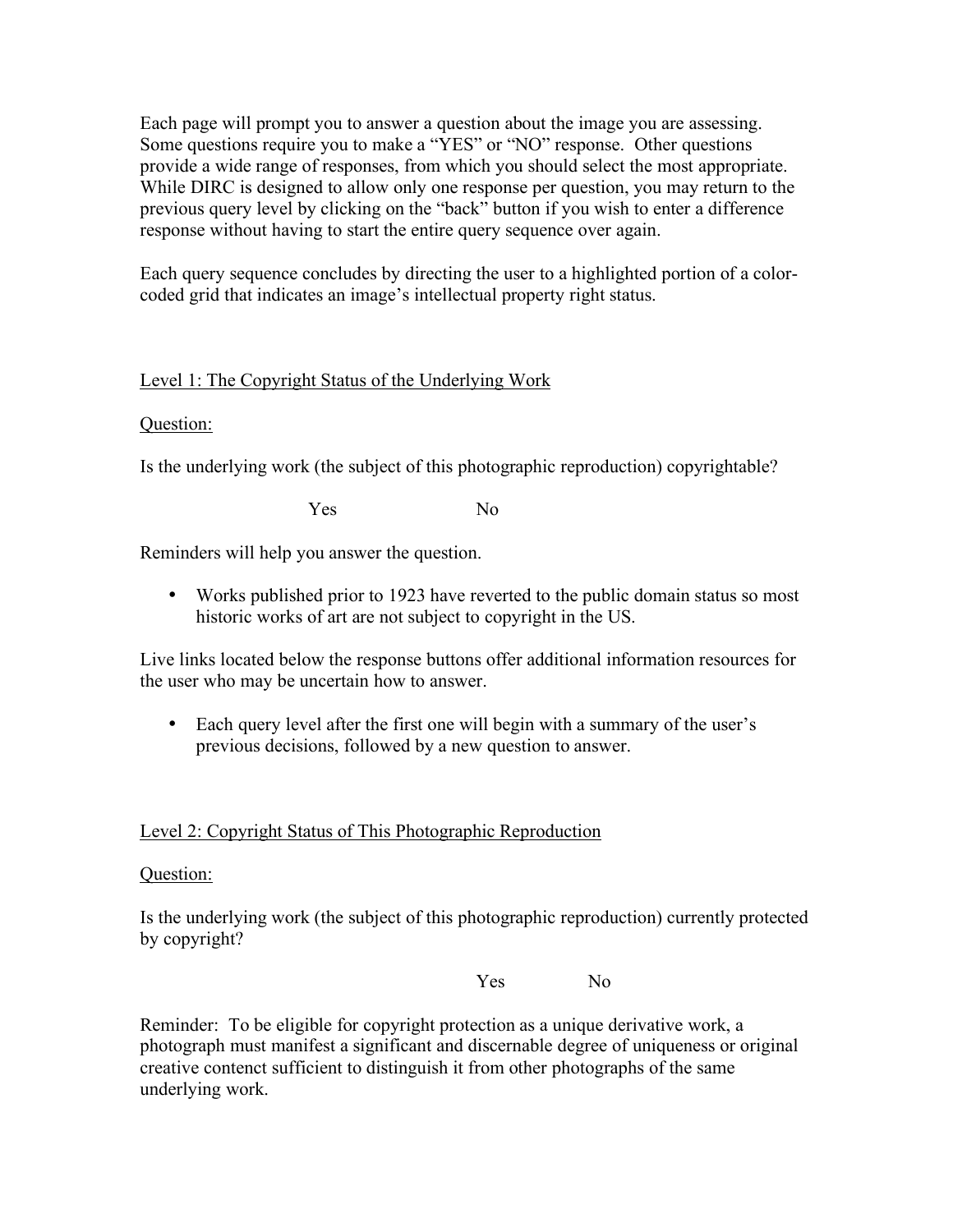Each page will prompt you to answer a question about the image you are assessing. Some questions require you to make a "YES" or "NO" response. Other questions provide a wide range of responses, from which you should select the most appropriate. While DIRC is designed to allow only one response per question, you may return to the previous query level by clicking on the "back" button if you wish to enter a difference response without having to start the entire query sequence over again.

Each query sequence concludes by directing the user to a highlighted portion of a color-coded grid that indicates an image's intellectual property right status.

<u>Level 1: The Copyright Status of the Underlying Work</u>

<u>Question:</u>

Is the underlying work (the subject of this photographic reproduction) copyrightable?

Yes No

Reminders will help you answer the question.

- Works published prior to 1923 have reverted to the public domain status so most historic works of art are not subject to copyright in the US.

Live links located below the response buttons offer additional information resources for the user who may be uncertain how to answer.

- Each query level after the first one will begin with a summary of the user's previous decisions, followed by a new question to answer.

<u>Level 2: Copyright Status of This Photographic Reproduction</u>

<u>Question:</u>

Is the underlying work (the subject of this photographic reproduction) currently protected by copyright?

Yes No

Reminder: To be eligible for copyright protection as a unique derivative work, a photograph must manifest a significant and discernable degree of uniqueness or original creative contenct sufficient to distinguish it from other photographs of the same underlying work.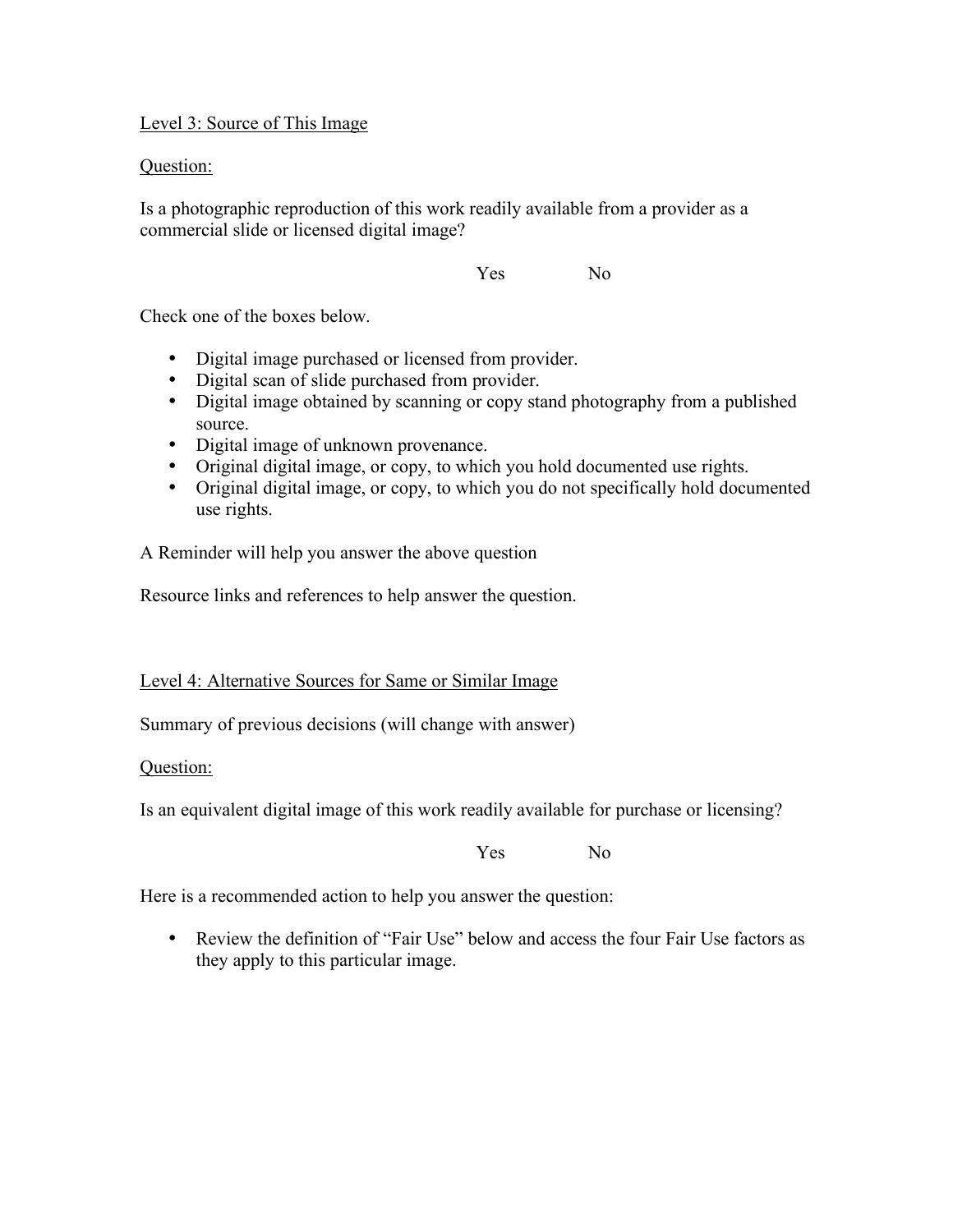<u>Level 3: Source of This Image</u>

<u>Question:</u>

Is a photographic reproduction of this work readily available from a provider as a commercial slide or licensed digital image?

Yes No

Check one of the boxes below.

- Digital image purchased or licensed from provider.
- Digital scan of slide purchased from provider.
- Digital image obtained by scanning or copy stand photography from a published source.
- Digital image of unknown provenance.
- Original digital image, or copy, to which you hold documented use rights.
- Original digital image, or copy, to which you do not specifically hold documented use rights.

A Reminder will help you answer the above question

Resource links and references to help answer the question.

<u>Level 4: Alternative Sources for Same or Similar Image</u>

Summary of previous decisions (will change with answer)

<u>Question:</u>

Is an equivalent digital image of this work readily available for purchase or licensing?

Yes No

Here is a recommended action to help you answer the question:

- Review the definition of "Fair Use" below and access the four Fair Use factors as they apply to this particular image.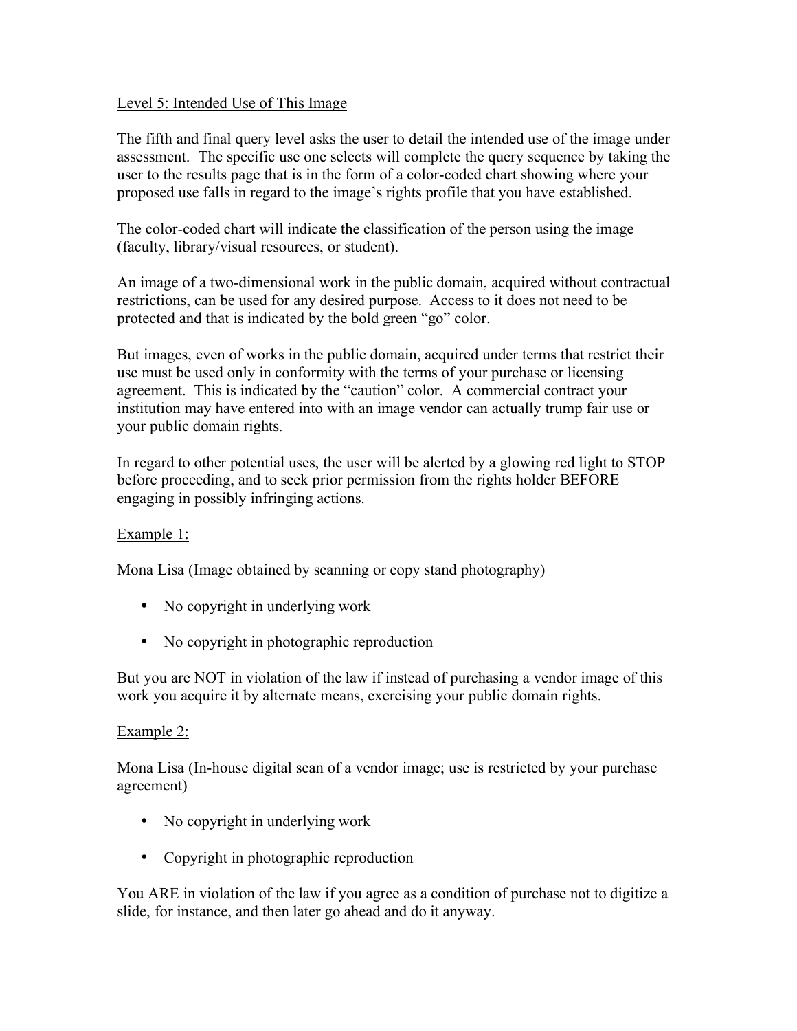Level 5: Intended Use of This Image

The fifth and final query level asks the user to detail the intended use of the image under assessment. The specific use one selects will complete the query sequence by taking the user to the results page that is in the form of a color-coded chart showing where your proposed use falls in regard to the image's rights profile that you have established.

The color-coded chart will indicate the classification of the person using the image (faculty, library/visual resources, or student).

An image of a two-dimensional work in the public domain, acquired without contractual restrictions, can be used for any desired purpose. Access to it does not need to be protected and that is indicated by the bold green "go" color.

But images, even of works in the public domain, acquired under terms that restrict their use must be used only in conformity with the terms of your purchase or licensing agreement. This is indicated by the "caution" color. A commercial contract your institution may have entered into with an image vendor can actually trump fair use or your public domain rights.

In regard to other potential uses, the user will be alerted by a glowing red light to STOP before proceeding, and to seek prior permission from the rights holder BEFORE engaging in possibly infringing actions.

Example 1:

Mona Lisa (Image obtained by scanning or copy stand photography)

- No copyright in underlying work
- No copyright in photographic reproduction

But you are NOT in violation of the law if instead of purchasing a vendor image of this work you acquire it by alternate means, exercising your public domain rights.

Example 2:

Mona Lisa (In-house digital scan of a vendor image; use is restricted by your purchase agreement)

- No copyright in underlying work
- Copyright in photographic reproduction

You ARE in violation of the law if you agree as a condition of purchase not to digitize a slide, for instance, and then later go ahead and do it anyway.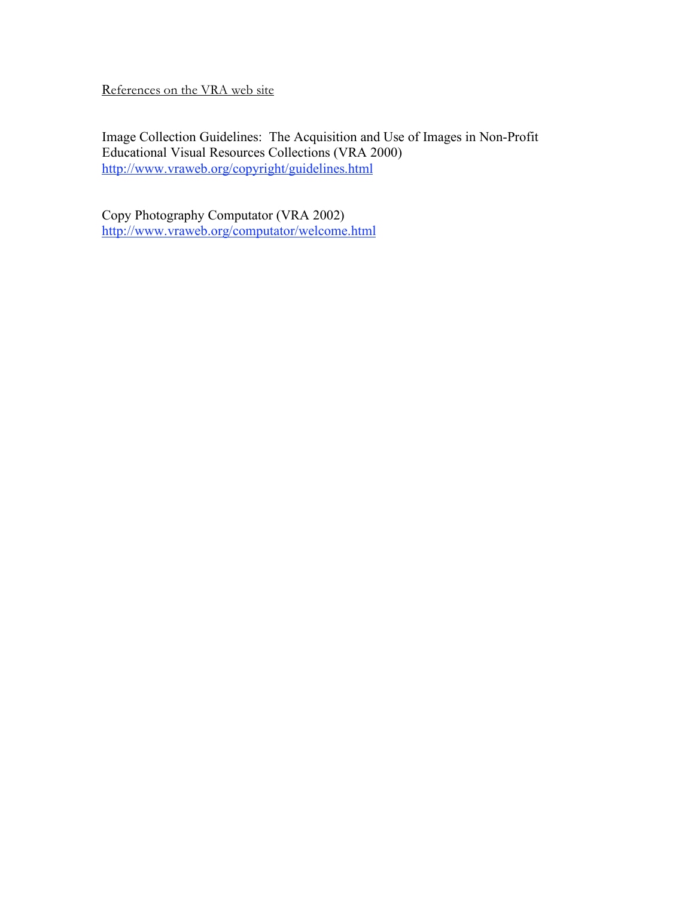References on the VRA web site

Image Collection Guidelines: The Acquisition and Use of Images in Non-Profit Educational Visual Resources Collections (VRA 2000)
http://www.vraweb.org/copyright/guidelines.html

Copy Photography Computator (VRA 2002)
http://www.vraweb.org/computator/welcome.html